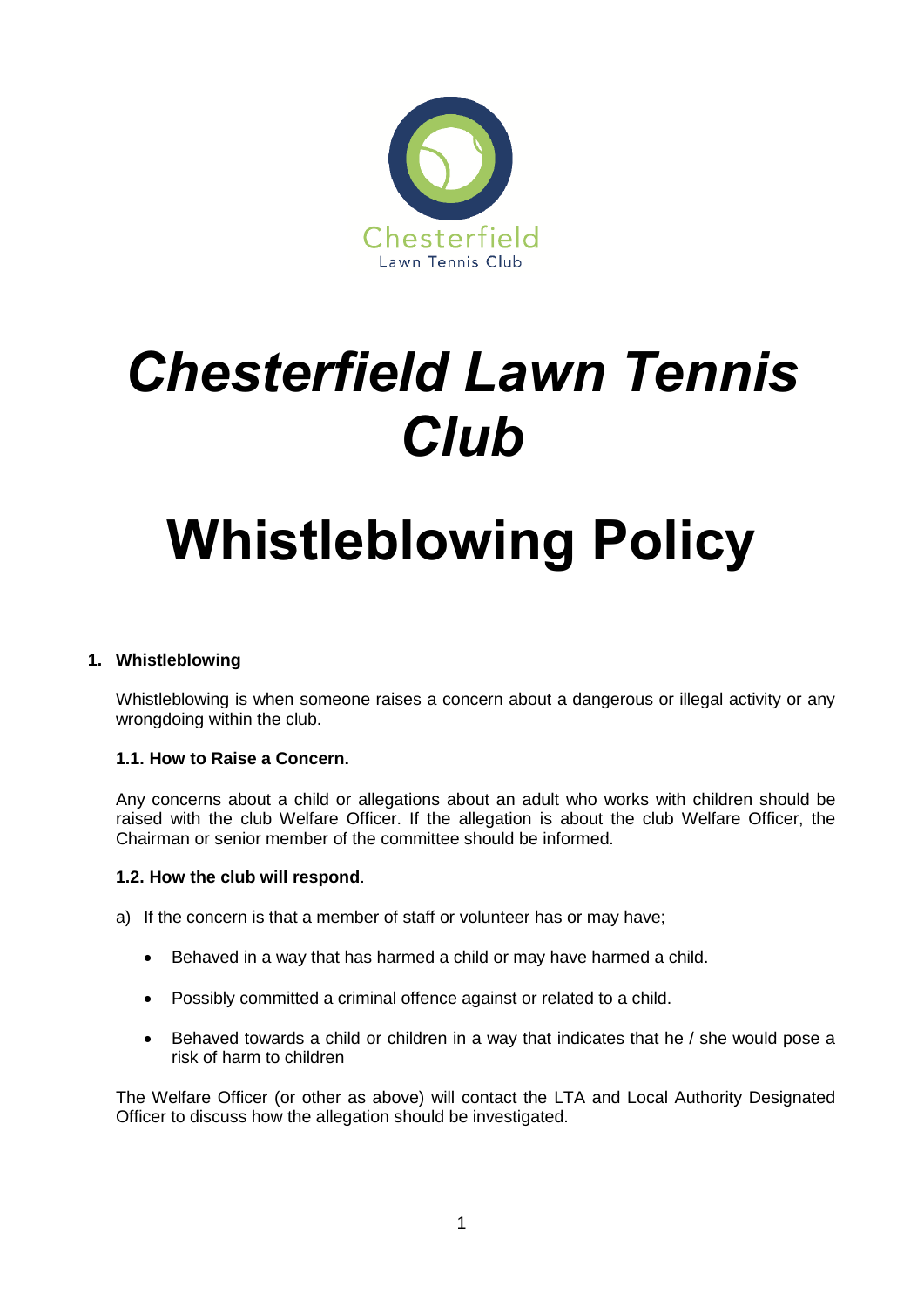# *Chesterfield Lawn Tennis Club*

# Whistleblowing Policy

## 1. Whistleblowing

Whistleblowing is when someone raises a concern about a dangerous or illegal activity or any wrongdoing within the club.

### 1.1. How to Raise a Concern.

Any concerns about a child or allegations about an adult who works with children should be raised with the club Welfare Officer. If the allegation is about the club Welfare Officer, the Chairman or senior member of the committee should be informed.

### 1.2. How the club will respond.

a) If the concern is that a member of staff or volunteer has or may have;

- Behaved in a way that has harmed a child or may have harmed a child.
- Possibly committed a criminal offence against or related to a child.
- Behaved towards a child or children in a way that indicates that he / she would pose a risk of harm to children

The Welfare Officer (or other as above) will contact the LTA and Local Authority Designated Officer to discuss how the allegation should be investigated.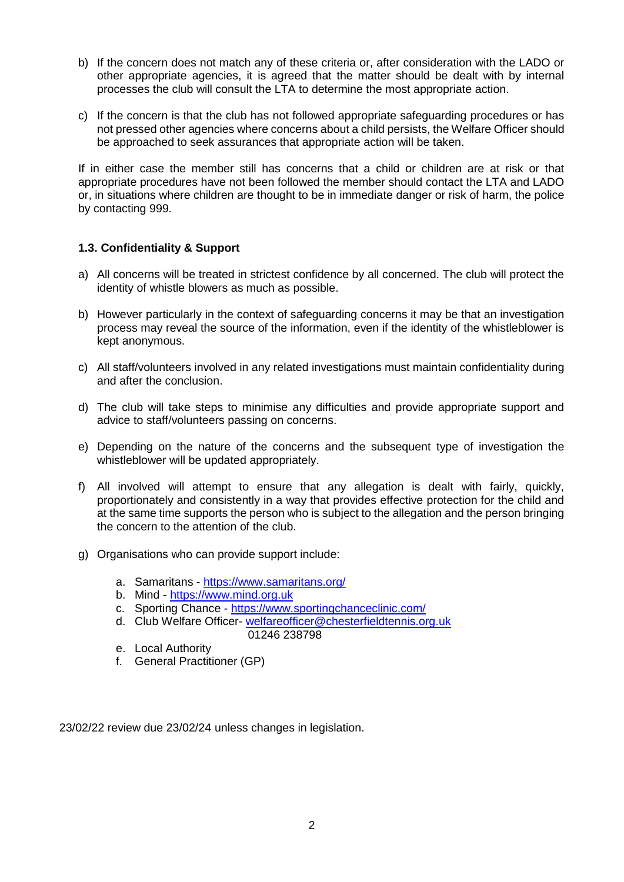b) If the concern does not match any of these criteria or, after consideration with the LADO or other appropriate agencies, it is agreed that the matter should be dealt with by internal processes the club will consult the LTA to determine the most appropriate action.

c) If the concern is that the club has not followed appropriate safeguarding procedures or has not pressed other agencies where concerns about a child persists, the Welfare Officer should be approached to seek assurances that appropriate action will be taken.

If in either case the member still has concerns that a child or children are at risk or that appropriate procedures have not been followed the member should contact the LTA and LADO or, in situations where children are thought to be in immediate danger or risk of harm, the police by contacting 999.

### 1.3. Confidentiality & Support

a) All concerns will be treated in strictest confidence by all concerned. The club will protect the identity of whistle blowers as much as possible.

b) However particularly in the context of safeguarding concerns it may be that an investigation process may reveal the source of the information, even if the identity of the whistleblower is kept anonymous.

c) All staff/volunteers involved in any related investigations must maintain confidentiality during and after the conclusion.

d) The club will take steps to minimise any difficulties and provide appropriate support and advice to staff/volunteers passing on concerns.

e) Depending on the nature of the concerns and the subsequent type of investigation the whistleblower will be updated appropriately.

f) All involved will attempt to ensure that any allegation is dealt with fairly, quickly, proportionately and consistently in a way that provides effective protection for the child and at the same time supports the person who is subject to the allegation and the person bringing the concern to the attention of the club.

g) Organisations who can provide support include:

   a. Samaritans - https://www.samaritans.org/
   b. Mind - https://www.mind.org.uk
   c. Sporting Chance - https://www.sportingchanceclinic.com/
   d. Club Welfare Officer- welfareofficer@chesterfieldtennis.org.uk
      01246 238798
   e. Local Authority
   f. General Practitioner (GP)

23/02/22 review due 23/02/24 unless changes in legislation.